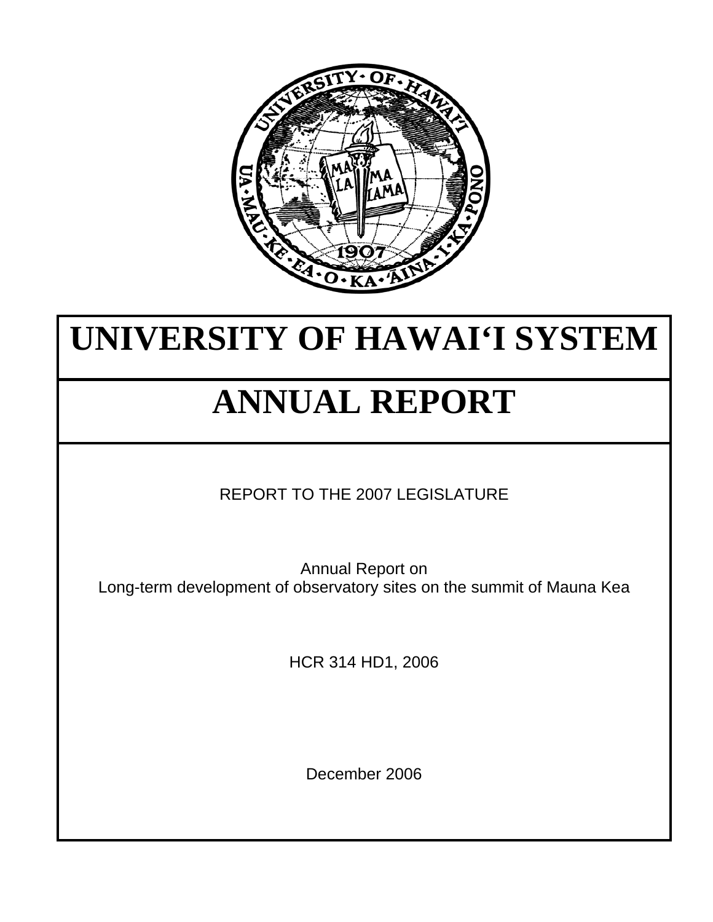# UNIVERSITY OF HAWAI‘I SYSTEM

# ANNUAL REPORT

REPORT TO THE 2007 LEGISLATURE

Annual Report on
Long-term development of observatory sites on the summit of Mauna Kea

HCR 314 HD1, 2006

December 2006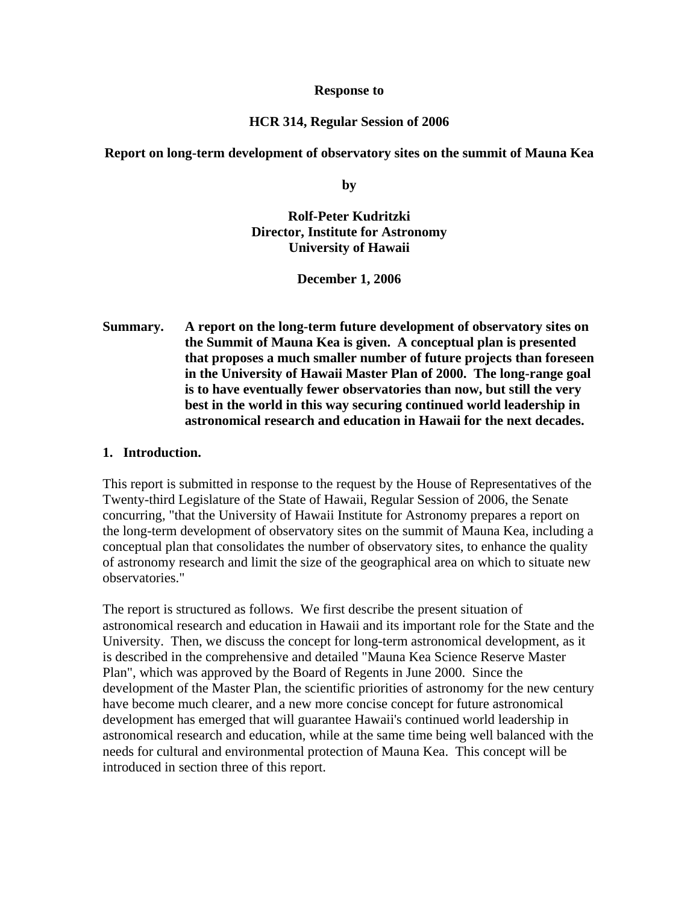**Response to**

**HCR 314, Regular Session of 2006**

**Report on long-term development of observatory sites on the summit of Mauna Kea**

**by**

**Rolf-Peter Kudritzki**
**Director, Institute for Astronomy**
**University of Hawaii**

**December 1, 2006**

**Summary.** **A report on the long-term future development of observatory sites on the Summit of Mauna Kea is given. A conceptual plan is presented that proposes a much smaller number of future projects than foreseen in the University of Hawaii Master Plan of 2000. The long-range goal is to have eventually fewer observatories than now, but still the very best in the world in this way securing continued world leadership in astronomical research and education in Hawaii for the next decades.**

## 1. Introduction.

This report is submitted in response to the request by the House of Representatives of the Twenty-third Legislature of the State of Hawaii, Regular Session of 2006, the Senate concurring, "that the University of Hawaii Institute for Astronomy prepares a report on the long-term development of observatory sites on the summit of Mauna Kea, including a conceptual plan that consolidates the number of observatory sites, to enhance the quality of astronomy research and limit the size of the geographical area on which to situate new observatories."

The report is structured as follows. We first describe the present situation of astronomical research and education in Hawaii and its important role for the State and the University. Then, we discuss the concept for long-term astronomical development, as it is described in the comprehensive and detailed "Mauna Kea Science Reserve Master Plan", which was approved by the Board of Regents in June 2000. Since the development of the Master Plan, the scientific priorities of astronomy for the new century have become much clearer, and a new more concise concept for future astronomical development has emerged that will guarantee Hawaii's continued world leadership in astronomical research and education, while at the same time being well balanced with the needs for cultural and environmental protection of Mauna Kea. This concept will be introduced in section three of this report.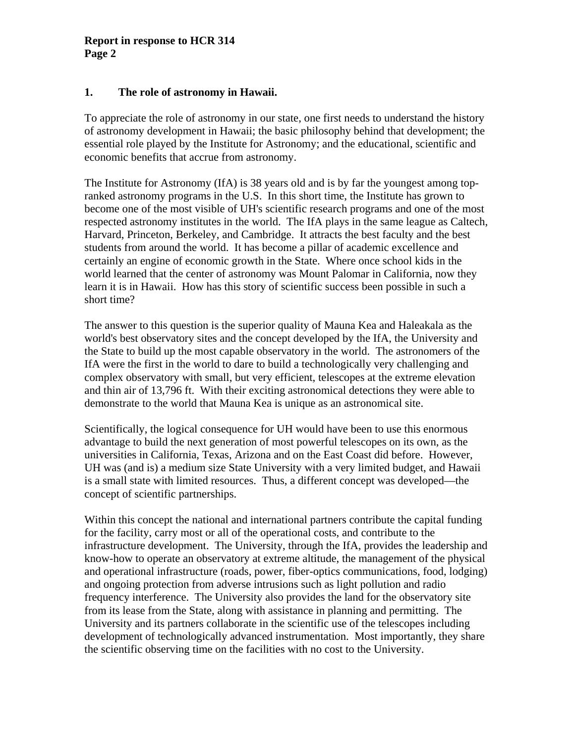## 1. The role of astronomy in Hawaii.

To appreciate the role of astronomy in our state, one first needs to understand the history of astronomy development in Hawaii; the basic philosophy behind that development; the essential role played by the Institute for Astronomy; and the educational, scientific and economic benefits that accrue from astronomy.

The Institute for Astronomy (IfA) is 38 years old and is by far the youngest among top-ranked astronomy programs in the U.S. In this short time, the Institute has grown to become one of the most visible of UH's scientific research programs and one of the most respected astronomy institutes in the world. The IfA plays in the same league as Caltech, Harvard, Princeton, Berkeley, and Cambridge. It attracts the best faculty and the best students from around the world. It has become a pillar of academic excellence and certainly an engine of economic growth in the State. Where once school kids in the world learned that the center of astronomy was Mount Palomar in California, now they learn it is in Hawaii. How has this story of scientific success been possible in such a short time?

The answer to this question is the superior quality of Mauna Kea and Haleakala as the world's best observatory sites and the concept developed by the IfA, the University and the State to build up the most capable observatory in the world. The astronomers of the IfA were the first in the world to dare to build a technologically very challenging and complex observatory with small, but very efficient, telescopes at the extreme elevation and thin air of 13,796 ft. With their exciting astronomical detections they were able to demonstrate to the world that Mauna Kea is unique as an astronomical site.

Scientifically, the logical consequence for UH would have been to use this enormous advantage to build the next generation of most powerful telescopes on its own, as the universities in California, Texas, Arizona and on the East Coast did before. However, UH was (and is) a medium size State University with a very limited budget, and Hawaii is a small state with limited resources. Thus, a different concept was developed—the concept of scientific partnerships.

Within this concept the national and international partners contribute the capital funding for the facility, carry most or all of the operational costs, and contribute to the infrastructure development. The University, through the IfA, provides the leadership and know-how to operate an observatory at extreme altitude, the management of the physical and operational infrastructure (roads, power, fiber-optics communications, food, lodging) and ongoing protection from adverse intrusions such as light pollution and radio frequency interference. The University also provides the land for the observatory site from its lease from the State, along with assistance in planning and permitting. The University and its partners collaborate in the scientific use of the telescopes including development of technologically advanced instrumentation. Most importantly, they share the scientific observing time on the facilities with no cost to the University.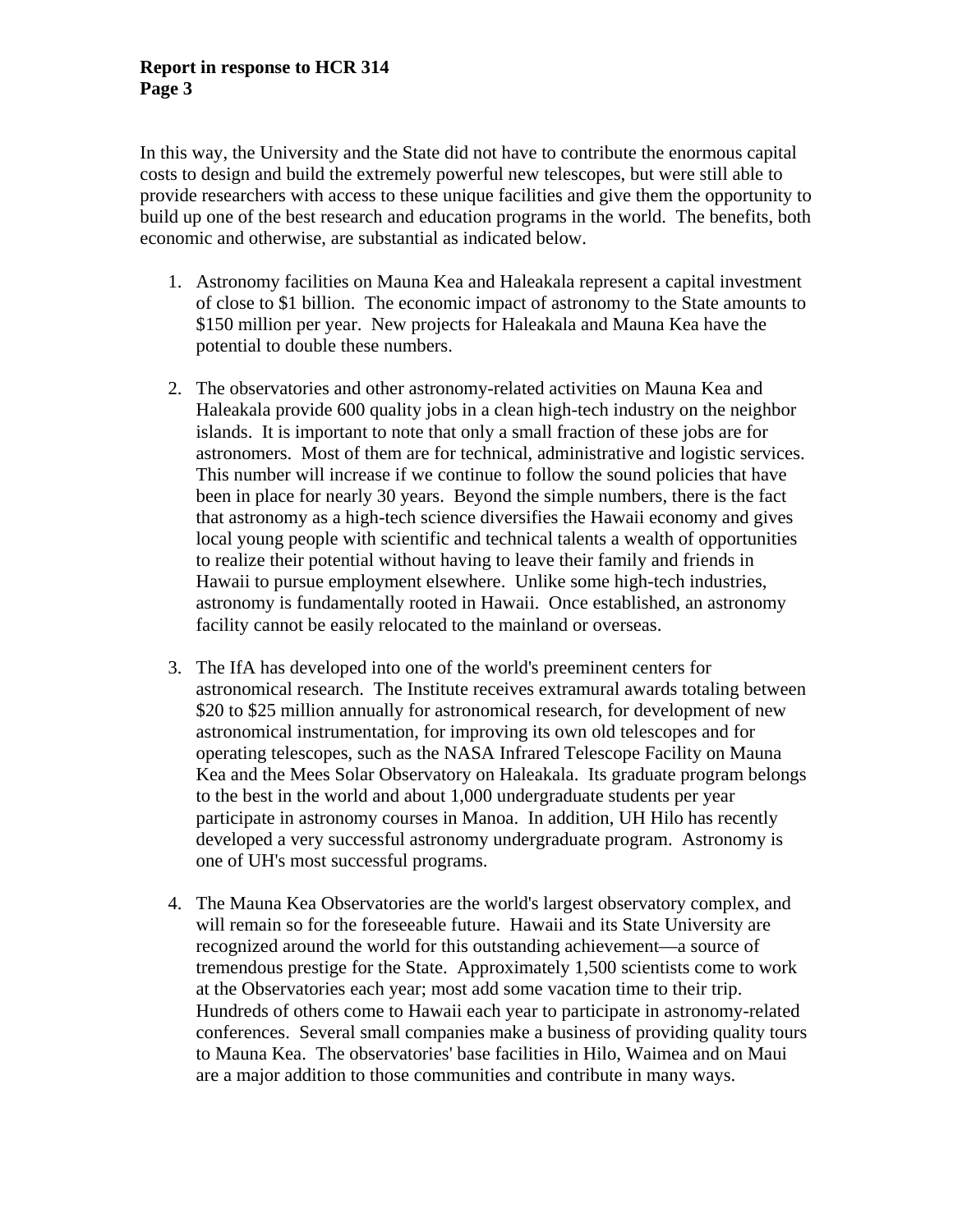In this way, the University and the State did not have to contribute the enormous capital costs to design and build the extremely powerful new telescopes, but were still able to provide researchers with access to these unique facilities and give them the opportunity to build up one of the best research and education programs in the world. The benefits, both economic and otherwise, are substantial as indicated below.

1. Astronomy facilities on Mauna Kea and Haleakala represent a capital investment of close to $1 billion. The economic impact of astronomy to the State amounts to $150 million per year. New projects for Haleakala and Mauna Kea have the potential to double these numbers.

2. The observatories and other astronomy-related activities on Mauna Kea and Haleakala provide 600 quality jobs in a clean high-tech industry on the neighbor islands. It is important to note that only a small fraction of these jobs are for astronomers. Most of them are for technical, administrative and logistic services. This number will increase if we continue to follow the sound policies that have been in place for nearly 30 years. Beyond the simple numbers, there is the fact that astronomy as a high-tech science diversifies the Hawaii economy and gives local young people with scientific and technical talents a wealth of opportunities to realize their potential without having to leave their family and friends in Hawaii to pursue employment elsewhere. Unlike some high-tech industries, astronomy is fundamentally rooted in Hawaii. Once established, an astronomy facility cannot be easily relocated to the mainland or overseas.

3. The IfA has developed into one of the world's preeminent centers for astronomical research. The Institute receives extramural awards totaling between $20 to $25 million annually for astronomical research, for development of new astronomical instrumentation, for improving its own old telescopes and for operating telescopes, such as the NASA Infrared Telescope Facility on Mauna Kea and the Mees Solar Observatory on Haleakala. Its graduate program belongs to the best in the world and about 1,000 undergraduate students per year participate in astronomy courses in Manoa. In addition, UH Hilo has recently developed a very successful astronomy undergraduate program. Astronomy is one of UH's most successful programs.

4. The Mauna Kea Observatories are the world's largest observatory complex, and will remain so for the foreseeable future. Hawaii and its State University are recognized around the world for this outstanding achievement—a source of tremendous prestige for the State. Approximately 1,500 scientists come to work at the Observatories each year; most add some vacation time to their trip. Hundreds of others come to Hawaii each year to participate in astronomy-related conferences. Several small companies make a business of providing quality tours to Mauna Kea. The observatories' base facilities in Hilo, Waimea and on Maui are a major addition to those communities and contribute in many ways.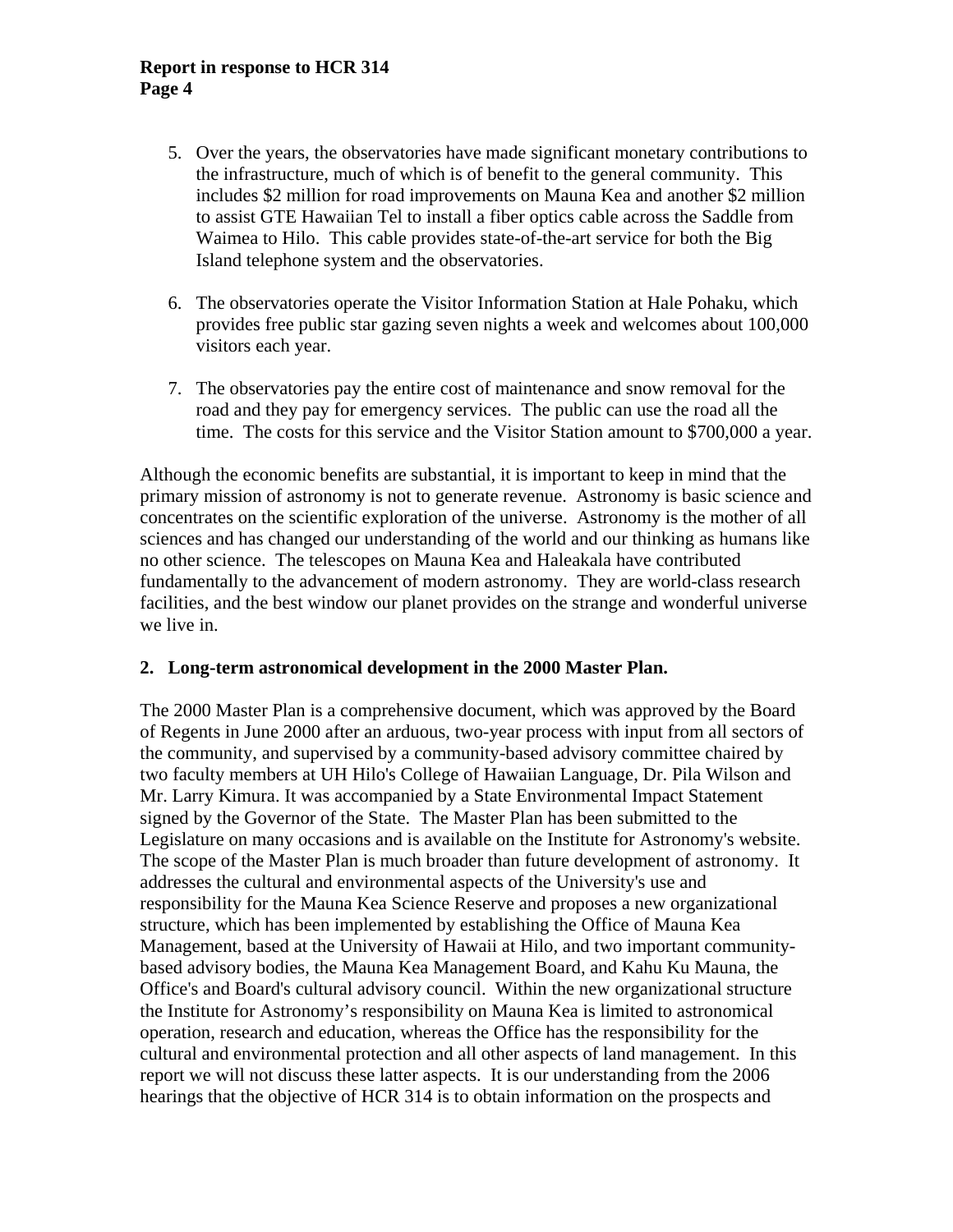5. Over the years, the observatories have made significant monetary contributions to the infrastructure, much of which is of benefit to the general community. This includes $2 million for road improvements on Mauna Kea and another $2 million to assist GTE Hawaiian Tel to install a fiber optics cable across the Saddle from Waimea to Hilo. This cable provides state-of-the-art service for both the Big Island telephone system and the observatories.

6. The observatories operate the Visitor Information Station at Hale Pohaku, which provides free public star gazing seven nights a week and welcomes about 100,000 visitors each year.

7. The observatories pay the entire cost of maintenance and snow removal for the road and they pay for emergency services. The public can use the road all the time. The costs for this service and the Visitor Station amount to $700,000 a year.

Although the economic benefits are substantial, it is important to keep in mind that the primary mission of astronomy is not to generate revenue. Astronomy is basic science and concentrates on the scientific exploration of the universe. Astronomy is the mother of all sciences and has changed our understanding of the world and our thinking as humans like no other science. The telescopes on Mauna Kea and Haleakala have contributed fundamentally to the advancement of modern astronomy. They are world-class research facilities, and the best window our planet provides on the strange and wonderful universe we live in.

## 2. Long-term astronomical development in the 2000 Master Plan.

The 2000 Master Plan is a comprehensive document, which was approved by the Board of Regents in June 2000 after an arduous, two-year process with input from all sectors of the community, and supervised by a community-based advisory committee chaired by two faculty members at UH Hilo's College of Hawaiian Language, Dr. Pila Wilson and Mr. Larry Kimura. It was accompanied by a State Environmental Impact Statement signed by the Governor of the State. The Master Plan has been submitted to the Legislature on many occasions and is available on the Institute for Astronomy's website. The scope of the Master Plan is much broader than future development of astronomy. It addresses the cultural and environmental aspects of the University's use and responsibility for the Mauna Kea Science Reserve and proposes a new organizational structure, which has been implemented by establishing the Office of Mauna Kea Management, based at the University of Hawaii at Hilo, and two important community-based advisory bodies, the Mauna Kea Management Board, and Kahu Ku Mauna, the Office's and Board's cultural advisory council. Within the new organizational structure the Institute for Astronomy's responsibility on Mauna Kea is limited to astronomical operation, research and education, whereas the Office has the responsibility for the cultural and environmental protection and all other aspects of land management. In this report we will not discuss these latter aspects. It is our understanding from the 2006 hearings that the objective of HCR 314 is to obtain information on the prospects and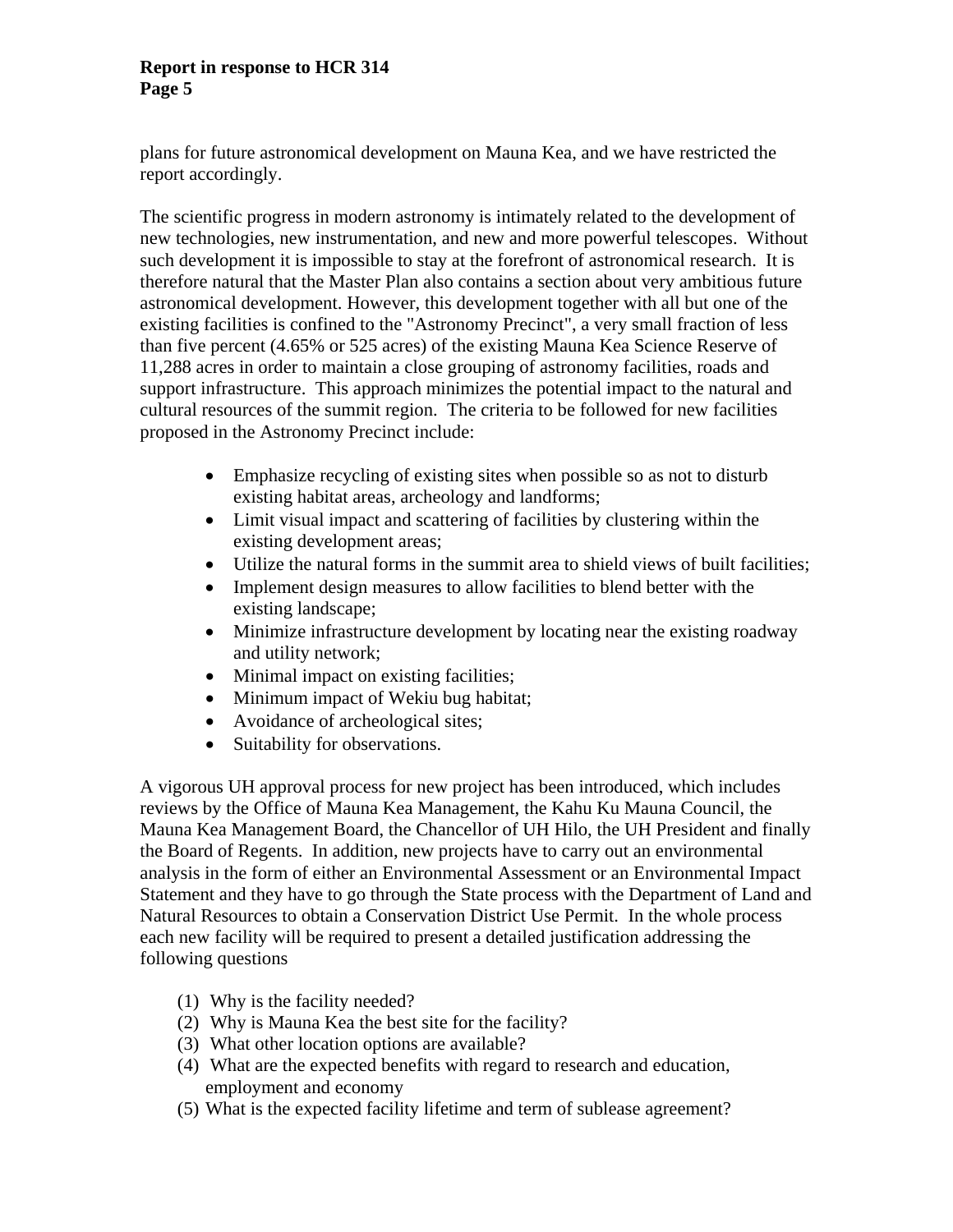plans for future astronomical development on Mauna Kea, and we have restricted the report accordingly.

The scientific progress in modern astronomy is intimately related to the development of new technologies, new instrumentation, and new and more powerful telescopes. Without such development it is impossible to stay at the forefront of astronomical research. It is therefore natural that the Master Plan also contains a section about very ambitious future astronomical development. However, this development together with all but one of the existing facilities is confined to the "Astronomy Precinct", a very small fraction of less than five percent (4.65% or 525 acres) of the existing Mauna Kea Science Reserve of 11,288 acres in order to maintain a close grouping of astronomy facilities, roads and support infrastructure. This approach minimizes the potential impact to the natural and cultural resources of the summit region. The criteria to be followed for new facilities proposed in the Astronomy Precinct include:

- Emphasize recycling of existing sites when possible so as not to disturb existing habitat areas, archeology and landforms;
- Limit visual impact and scattering of facilities by clustering within the existing development areas;
- Utilize the natural forms in the summit area to shield views of built facilities;
- Implement design measures to allow facilities to blend better with the existing landscape;
- Minimize infrastructure development by locating near the existing roadway and utility network;
- Minimal impact on existing facilities;
- Minimum impact of Wekiu bug habitat;
- Avoidance of archeological sites;
- Suitability for observations.

A vigorous UH approval process for new project has been introduced, which includes reviews by the Office of Mauna Kea Management, the Kahu Ku Mauna Council, the Mauna Kea Management Board, the Chancellor of UH Hilo, the UH President and finally the Board of Regents. In addition, new projects have to carry out an environmental analysis in the form of either an Environmental Assessment or an Environmental Impact Statement and they have to go through the State process with the Department of Land and Natural Resources to obtain a Conservation District Use Permit. In the whole process each new facility will be required to present a detailed justification addressing the following questions

(1) Why is the facility needed?
(2) Why is Mauna Kea the best site for the facility?
(3) What other location options are available?
(4) What are the expected benefits with regard to research and education, employment and economy
(5) What is the expected facility lifetime and term of sublease agreement?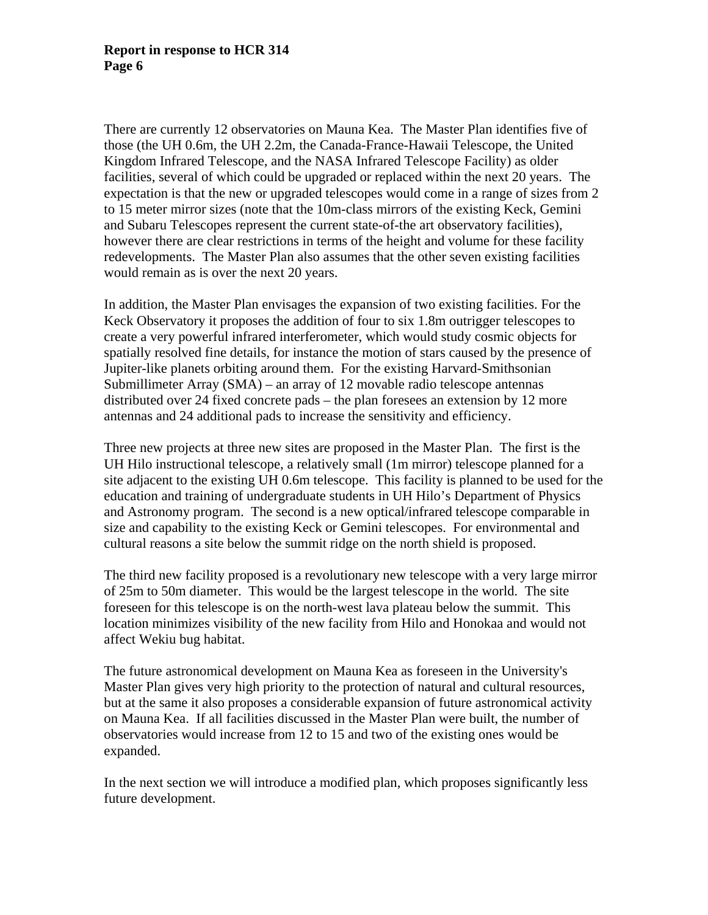There are currently 12 observatories on Mauna Kea. The Master Plan identifies five of those (the UH 0.6m, the UH 2.2m, the Canada-France-Hawaii Telescope, the United Kingdom Infrared Telescope, and the NASA Infrared Telescope Facility) as older facilities, several of which could be upgraded or replaced within the next 20 years. The expectation is that the new or upgraded telescopes would come in a range of sizes from 2 to 15 meter mirror sizes (note that the 10m-class mirrors of the existing Keck, Gemini and Subaru Telescopes represent the current state-of-the art observatory facilities), however there are clear restrictions in terms of the height and volume for these facility redevelopments. The Master Plan also assumes that the other seven existing facilities would remain as is over the next 20 years.

In addition, the Master Plan envisages the expansion of two existing facilities. For the Keck Observatory it proposes the addition of four to six 1.8m outrigger telescopes to create a very powerful infrared interferometer, which would study cosmic objects for spatially resolved fine details, for instance the motion of stars caused by the presence of Jupiter-like planets orbiting around them. For the existing Harvard-Smithsonian Submillimeter Array (SMA) – an array of 12 movable radio telescope antennas distributed over 24 fixed concrete pads – the plan foresees an extension by 12 more antennas and 24 additional pads to increase the sensitivity and efficiency.

Three new projects at three new sites are proposed in the Master Plan. The first is the UH Hilo instructional telescope, a relatively small (1m mirror) telescope planned for a site adjacent to the existing UH 0.6m telescope. This facility is planned to be used for the education and training of undergraduate students in UH Hilo's Department of Physics and Astronomy program. The second is a new optical/infrared telescope comparable in size and capability to the existing Keck or Gemini telescopes. For environmental and cultural reasons a site below the summit ridge on the north shield is proposed.

The third new facility proposed is a revolutionary new telescope with a very large mirror of 25m to 50m diameter. This would be the largest telescope in the world. The site foreseen for this telescope is on the north-west lava plateau below the summit. This location minimizes visibility of the new facility from Hilo and Honokaa and would not affect Wekiu bug habitat.

The future astronomical development on Mauna Kea as foreseen in the University's Master Plan gives very high priority to the protection of natural and cultural resources, but at the same it also proposes a considerable expansion of future astronomical activity on Mauna Kea. If all facilities discussed in the Master Plan were built, the number of observatories would increase from 12 to 15 and two of the existing ones would be expanded.

In the next section we will introduce a modified plan, which proposes significantly less future development.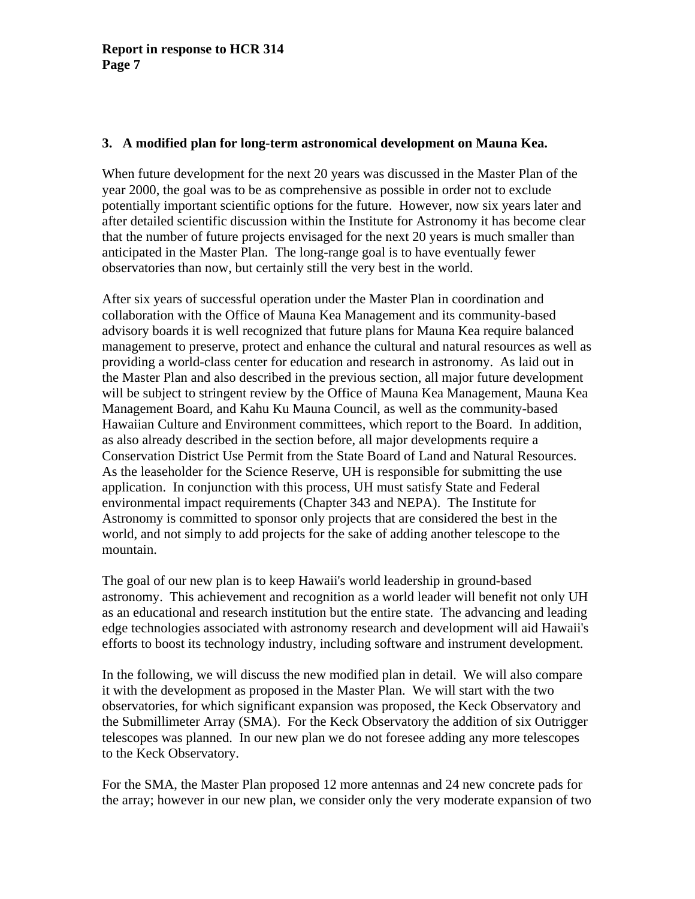### 3. A modified plan for long-term astronomical development on Mauna Kea.

When future development for the next 20 years was discussed in the Master Plan of the year 2000, the goal was to be as comprehensive as possible in order not to exclude potentially important scientific options for the future. However, now six years later and after detailed scientific discussion within the Institute for Astronomy it has become clear that the number of future projects envisaged for the next 20 years is much smaller than anticipated in the Master Plan. The long-range goal is to have eventually fewer observatories than now, but certainly still the very best in the world.

After six years of successful operation under the Master Plan in coordination and collaboration with the Office of Mauna Kea Management and its community-based advisory boards it is well recognized that future plans for Mauna Kea require balanced management to preserve, protect and enhance the cultural and natural resources as well as providing a world-class center for education and research in astronomy. As laid out in the Master Plan and also described in the previous section, all major future development will be subject to stringent review by the Office of Mauna Kea Management, Mauna Kea Management Board, and Kahu Ku Mauna Council, as well as the community-based Hawaiian Culture and Environment committees, which report to the Board. In addition, as also already described in the section before, all major developments require a Conservation District Use Permit from the State Board of Land and Natural Resources. As the leaseholder for the Science Reserve, UH is responsible for submitting the use application. In conjunction with this process, UH must satisfy State and Federal environmental impact requirements (Chapter 343 and NEPA). The Institute for Astronomy is committed to sponsor only projects that are considered the best in the world, and not simply to add projects for the sake of adding another telescope to the mountain.

The goal of our new plan is to keep Hawaii's world leadership in ground-based astronomy. This achievement and recognition as a world leader will benefit not only UH as an educational and research institution but the entire state. The advancing and leading edge technologies associated with astronomy research and development will aid Hawaii's efforts to boost its technology industry, including software and instrument development.

In the following, we will discuss the new modified plan in detail. We will also compare it with the development as proposed in the Master Plan. We will start with the two observatories, for which significant expansion was proposed, the Keck Observatory and the Submillimeter Array (SMA). For the Keck Observatory the addition of six Outrigger telescopes was planned. In our new plan we do not foresee adding any more telescopes to the Keck Observatory.

For the SMA, the Master Plan proposed 12 more antennas and 24 new concrete pads for the array; however in our new plan, we consider only the very moderate expansion of two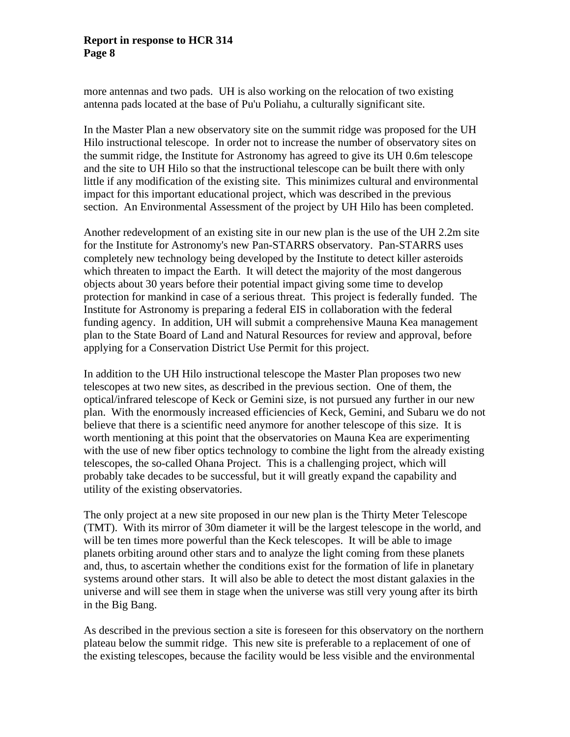more antennas and two pads. UH is also working on the relocation of two existing antenna pads located at the base of Pu'u Poliahu, a culturally significant site.

In the Master Plan a new observatory site on the summit ridge was proposed for the UH Hilo instructional telescope. In order not to increase the number of observatory sites on the summit ridge, the Institute for Astronomy has agreed to give its UH 0.6m telescope and the site to UH Hilo so that the instructional telescope can be built there with only little if any modification of the existing site. This minimizes cultural and environmental impact for this important educational project, which was described in the previous section. An Environmental Assessment of the project by UH Hilo has been completed.

Another redevelopment of an existing site in our new plan is the use of the UH 2.2m site for the Institute for Astronomy's new Pan-STARRS observatory. Pan-STARRS uses completely new technology being developed by the Institute to detect killer asteroids which threaten to impact the Earth. It will detect the majority of the most dangerous objects about 30 years before their potential impact giving some time to develop protection for mankind in case of a serious threat. This project is federally funded. The Institute for Astronomy is preparing a federal EIS in collaboration with the federal funding agency. In addition, UH will submit a comprehensive Mauna Kea management plan to the State Board of Land and Natural Resources for review and approval, before applying for a Conservation District Use Permit for this project.

In addition to the UH Hilo instructional telescope the Master Plan proposes two new telescopes at two new sites, as described in the previous section. One of them, the optical/infrared telescope of Keck or Gemini size, is not pursued any further in our new plan. With the enormously increased efficiencies of Keck, Gemini, and Subaru we do not believe that there is a scientific need anymore for another telescope of this size. It is worth mentioning at this point that the observatories on Mauna Kea are experimenting with the use of new fiber optics technology to combine the light from the already existing telescopes, the so-called Ohana Project. This is a challenging project, which will probably take decades to be successful, but it will greatly expand the capability and utility of the existing observatories.

The only project at a new site proposed in our new plan is the Thirty Meter Telescope (TMT). With its mirror of 30m diameter it will be the largest telescope in the world, and will be ten times more powerful than the Keck telescopes. It will be able to image planets orbiting around other stars and to analyze the light coming from these planets and, thus, to ascertain whether the conditions exist for the formation of life in planetary systems around other stars. It will also be able to detect the most distant galaxies in the universe and will see them in stage when the universe was still very young after its birth in the Big Bang.

As described in the previous section a site is foreseen for this observatory on the northern plateau below the summit ridge. This new site is preferable to a replacement of one of the existing telescopes, because the facility would be less visible and the environmental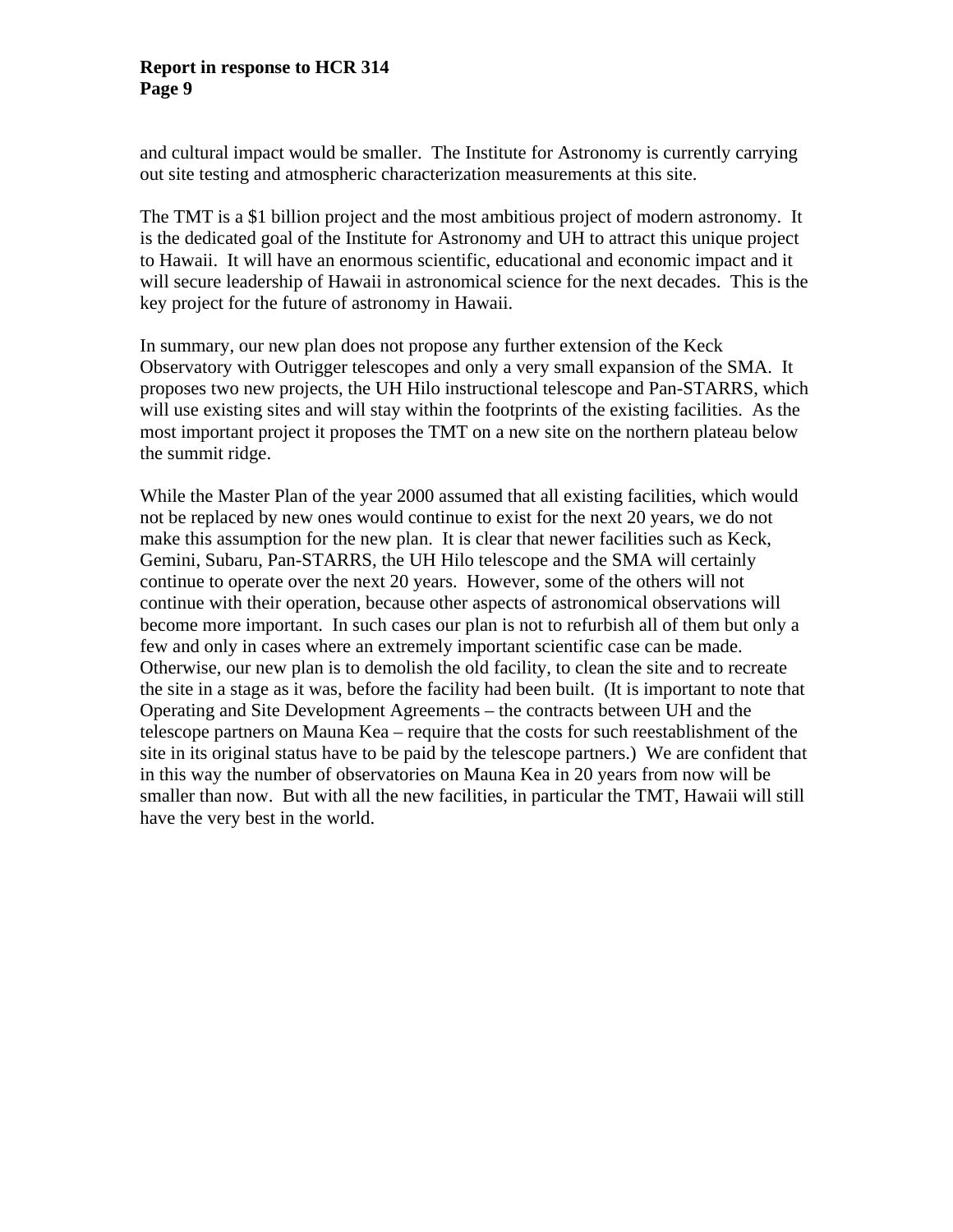and cultural impact would be smaller. The Institute for Astronomy is currently carrying out site testing and atmospheric characterization measurements at this site.

The TMT is a $1 billion project and the most ambitious project of modern astronomy. It is the dedicated goal of the Institute for Astronomy and UH to attract this unique project to Hawaii. It will have an enormous scientific, educational and economic impact and it will secure leadership of Hawaii in astronomical science for the next decades. This is the key project for the future of astronomy in Hawaii.

In summary, our new plan does not propose any further extension of the Keck Observatory with Outrigger telescopes and only a very small expansion of the SMA. It proposes two new projects, the UH Hilo instructional telescope and Pan-STARRS, which will use existing sites and will stay within the footprints of the existing facilities. As the most important project it proposes the TMT on a new site on the northern plateau below the summit ridge.

While the Master Plan of the year 2000 assumed that all existing facilities, which would not be replaced by new ones would continue to exist for the next 20 years, we do not make this assumption for the new plan. It is clear that newer facilities such as Keck, Gemini, Subaru, Pan-STARRS, the UH Hilo telescope and the SMA will certainly continue to operate over the next 20 years. However, some of the others will not continue with their operation, because other aspects of astronomical observations will become more important. In such cases our plan is not to refurbish all of them but only a few and only in cases where an extremely important scientific case can be made. Otherwise, our new plan is to demolish the old facility, to clean the site and to recreate the site in a stage as it was, before the facility had been built. (It is important to note that Operating and Site Development Agreements – the contracts between UH and the telescope partners on Mauna Kea – require that the costs for such reestablishment of the site in its original status have to be paid by the telescope partners.) We are confident that in this way the number of observatories on Mauna Kea in 20 years from now will be smaller than now. But with all the new facilities, in particular the TMT, Hawaii will still have the very best in the world.